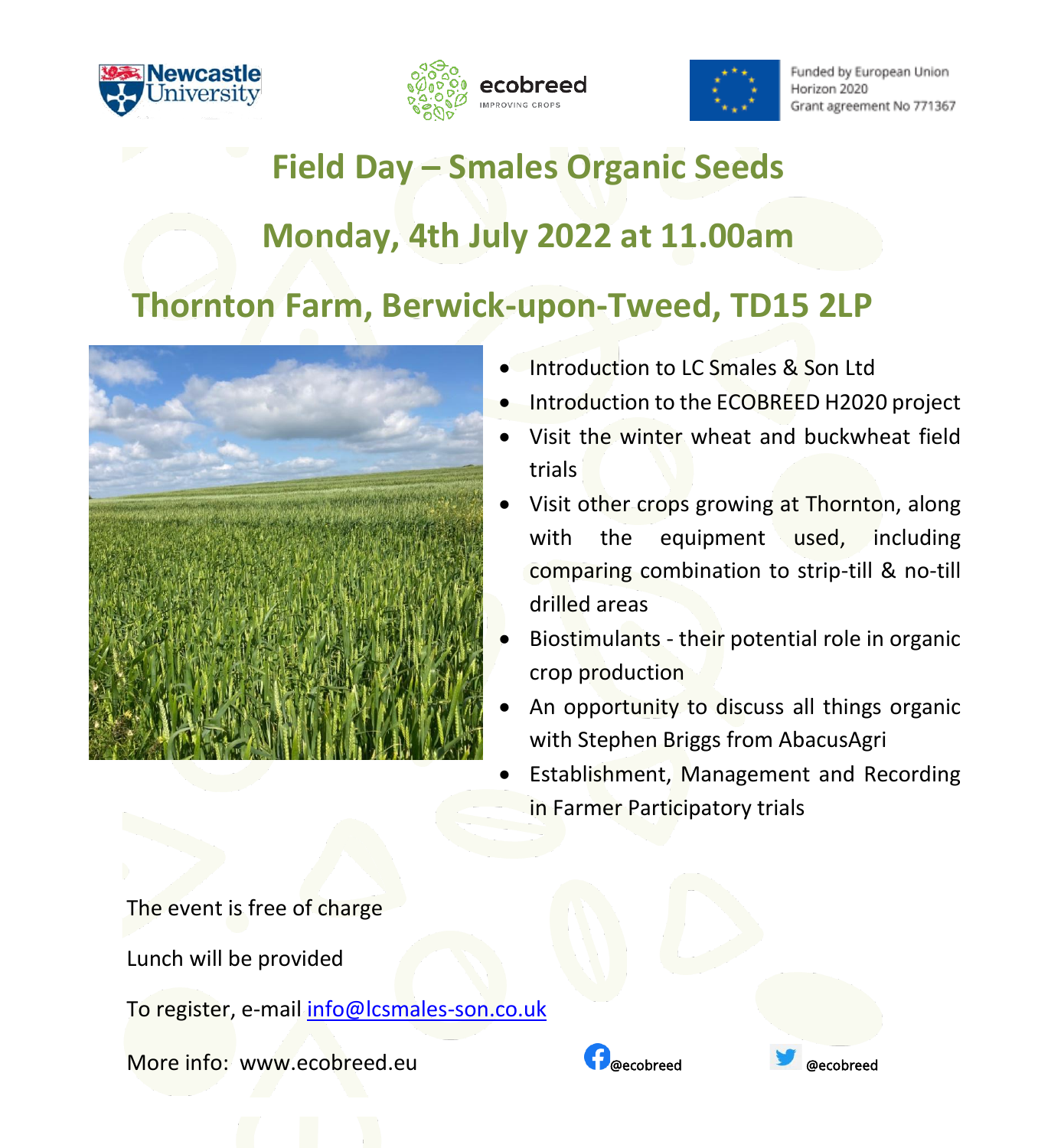Newcastle University

ecobreed
IMPROVING CROPS

Funded by European Union
Horizon 2020
Grant agreement No 771367

# Field Day – Smales Organic Seeds

## Monday, 4th July 2022 at 11.00am

## Thornton Farm, Berwick-upon-Tweed, TD15 2LP

- Introduction to LC Smales & Son Ltd
- Introduction to the ECOBREED H2020 project
- Visit the winter wheat and buckwheat field trials
- Visit other crops growing at Thornton, along with the equipment used, including comparing combination to strip-till & no-till drilled areas
- Biostimulants - their potential role in organic crop production
- An opportunity to discuss all things organic with Stephen Briggs from AbacusAgri
- Establishment, Management and Recording in Farmer Participatory trials

The event is free of charge

Lunch will be provided

To register, e-mail info@lcsmales-son.co.uk

More info: www.ecobreed.eu

@ecobreed

@ecobreed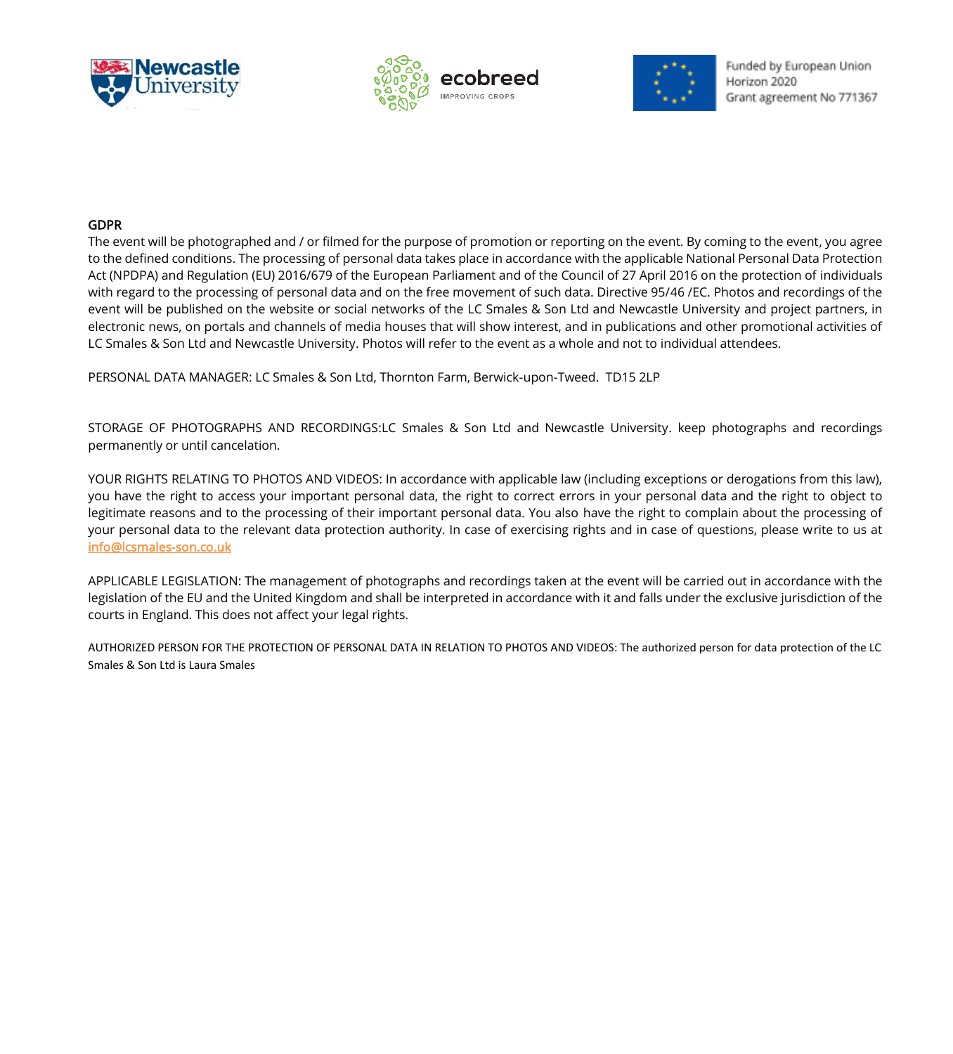Funded by European Union
Horizon 2020
Grant agreement No 771367

## GDPR

The event will be photographed and / or filmed for the purpose of promotion or reporting on the event. By coming to the event, you agree to the defined conditions. The processing of personal data takes place in accordance with the applicable National Personal Data Protection Act (NPDPA) and Regulation (EU) 2016/679 of the European Parliament and of the Council of 27 April 2016 on the protection of individuals with regard to the processing of personal data and on the free movement of such data. Directive 95/46 /EC. Photos and recordings of the event will be published on the website or social networks of the LC Smales & Son Ltd and Newcastle University and project partners, in electronic news, on portals and channels of media houses that will show interest, and in publications and other promotional activities of LC Smales & Son Ltd and Newcastle University. Photos will refer to the event as a whole and not to individual attendees.

PERSONAL DATA MANAGER: LC Smales & Son Ltd, Thornton Farm, Berwick-upon-Tweed. TD15 2LP

STORAGE OF PHOTOGRAPHS AND RECORDINGS:LC Smales & Son Ltd and Newcastle University. keep photographs and recordings permanently or until cancelation.

YOUR RIGHTS RELATING TO PHOTOS AND VIDEOS: In accordance with applicable law (including exceptions or derogations from this law), you have the right to access your important personal data, the right to correct errors in your personal data and the right to object to legitimate reasons and to the processing of their important personal data. You also have the right to complain about the processing of your personal data to the relevant data protection authority. In case of exercising rights and in case of questions, please write to us at info@lcsmales-son.co.uk

APPLICABLE LEGISLATION: The management of photographs and recordings taken at the event will be carried out in accordance with the legislation of the EU and the United Kingdom and shall be interpreted in accordance with it and falls under the exclusive jurisdiction of the courts in England. This does not affect your legal rights.

AUTHORIZED PERSON FOR THE PROTECTION OF PERSONAL DATA IN RELATION TO PHOTOS AND VIDEOS: The authorized person for data protection of the LC Smales & Son Ltd is Laura Smales